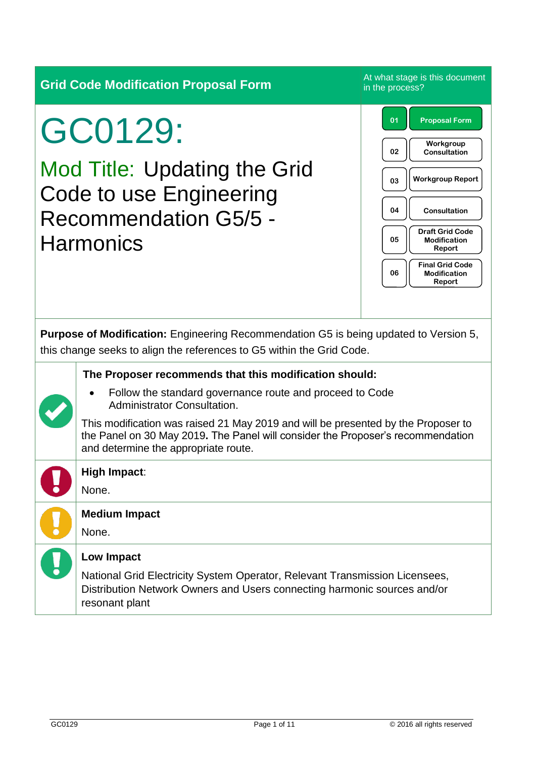**Grid Code Modification Proposal Form**

At what stage is this document in the process?

| | |
|---|---|
| 01 | Proposal Form |
| 02 | Workgroup Consultation |
| 03 | Workgroup Report |
| 04 | Consultation |
| 05 | Draft Grid Code Modification Report |
| 06 | Final Grid Code Modification Report |

# GC0129:

## Mod Title: Updating the Grid Code to use Engineering Recommendation G5/5 - Harmonics

**Purpose of Modification:** Engineering Recommendation G5 is being updated to Version 5, this change seeks to align the references to G5 within the Grid Code.

**The Proposer recommends that this modification should:**

- Follow the standard governance route and proceed to Code Administrator Consultation.

This modification was raised 21 May 2019 and will be presented by the Proposer to the Panel on 30 May 2019**.** The Panel will consider the Proposer's recommendation and determine the appropriate route.

**High Impact**:

None.

**Medium Impact**

None.

**Low Impact**

National Grid Electricity System Operator, Relevant Transmission Licensees, Distribution Network Owners and Users connecting harmonic sources and/or resonant plant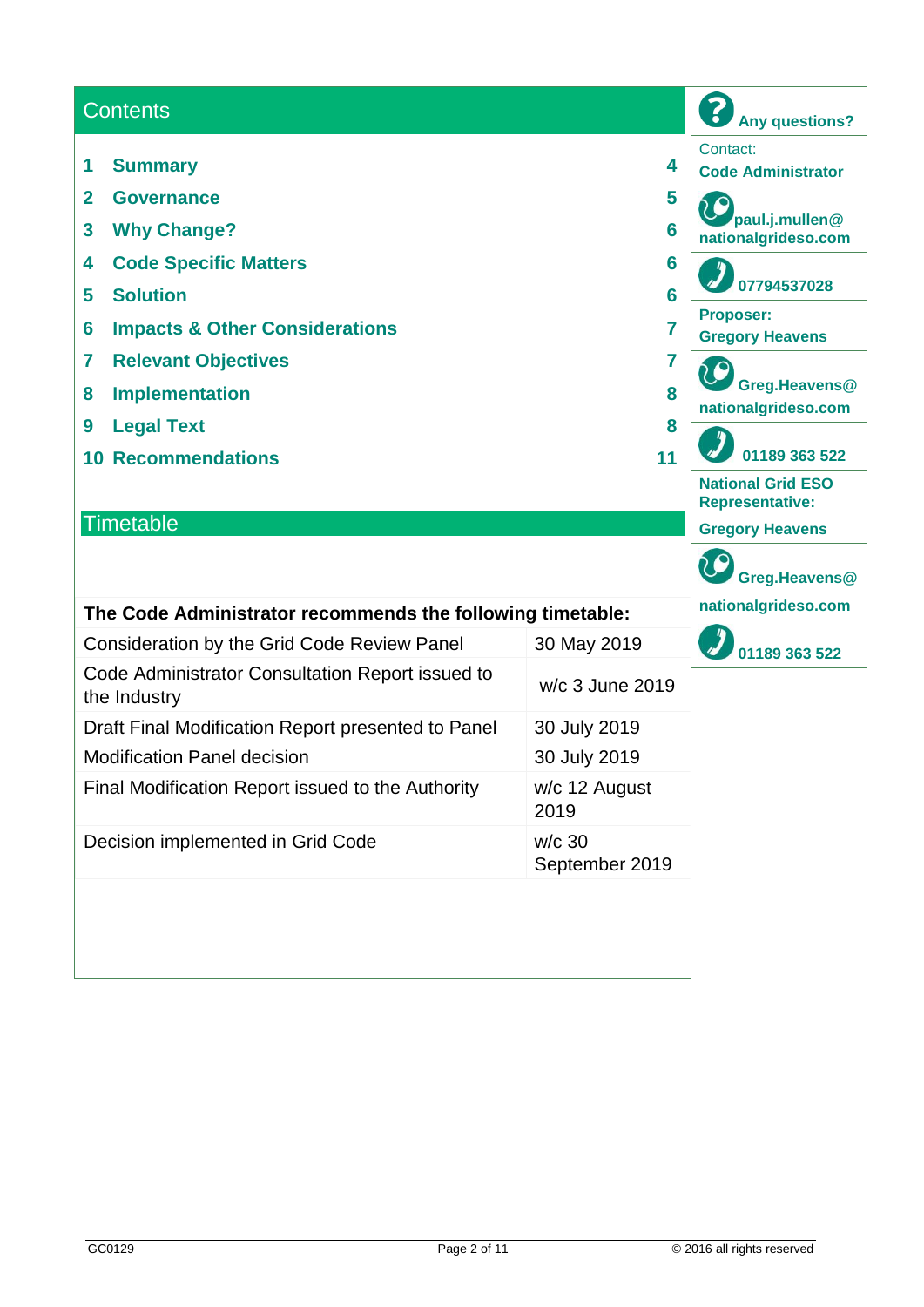## Contents

| | | |
|---|---|---|
| 1 | Summary | 4 |
| 2 | Governance | 5 |
| 3 | Why Change? | 6 |
| 4 | Code Specific Matters | 6 |
| 5 | Solution | 6 |
| 6 | Impacts & Other Considerations | 7 |
| 7 | Relevant Objectives | 7 |
| 8 | Implementation | 8 |
| 9 | Legal Text | 8 |
| 10 | Recommendations | 11 |

## Timetable

| The Code Administrator recommends the following timetable: | |
|---|---|
| Consideration by the Grid Code Review Panel | 30 May 2019 |
| Code Administrator Consultation Report issued to the Industry | w/c 3 June 2019 |
| Draft Final Modification Report presented to Panel | 30 July 2019 |
| Modification Panel decision | 30 July 2019 |
| Final Modification Report issued to the Authority | w/c 12 August 2019 |
| Decision implemented in Grid Code | w/c 30 September 2019 |

**Any questions?**

Contact:
**Code Administrator**

**paul.j.mullen@nationalgrideso.com**

**07794537028**

**Proposer:**
**Gregory Heavens**

**Greg.Heavens@nationalgrideso.com**

**01189 363 522**

**National Grid ESO Representative:**
**Gregory Heavens**

**Greg.Heavens@nationalgrideso.com**

**01189 363 522**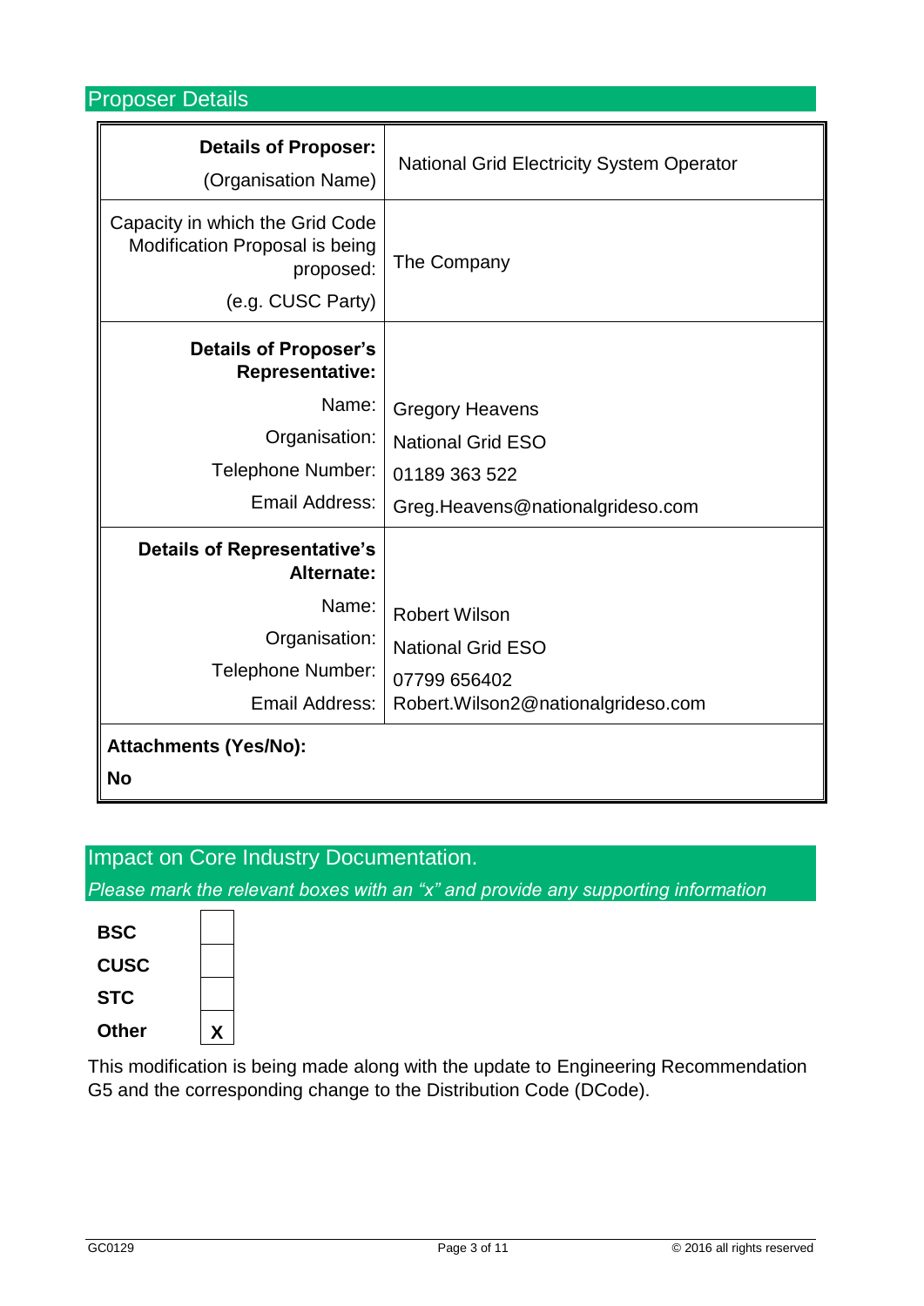## Proposer Details

| | |
|---|---|
| **Details of Proposer:** (Organisation Name) | National Grid Electricity System Operator |
| Capacity in which the Grid Code Modification Proposal is being proposed: (e.g. CUSC Party) | The Company |
| **Details of Proposer's Representative:** Name: Organisation: Telephone Number: Email Address: | Gregory Heavens<br>National Grid ESO<br>01189 363 522<br>Greg.Heavens@nationalgrideso.com |
| **Details of Representative's Alternate:** Name: Organisation: Telephone Number: Email Address: | Robert Wilson<br>National Grid ESO<br>07799 656402<br>Robert.Wilson2@nationalgrideso.com |
| **Attachments (Yes/No):** **No** | |

## Impact on Core Industry Documentation.

*Please mark the relevant boxes with an "x" and provide any supporting information*

| | |
|---|---|
| **BSC** | |
| **CUSC** | |
| **STC** | |
| **Other** | X |

This modification is being made along with the update to Engineering Recommendation G5 and the corresponding change to the Distribution Code (DCode).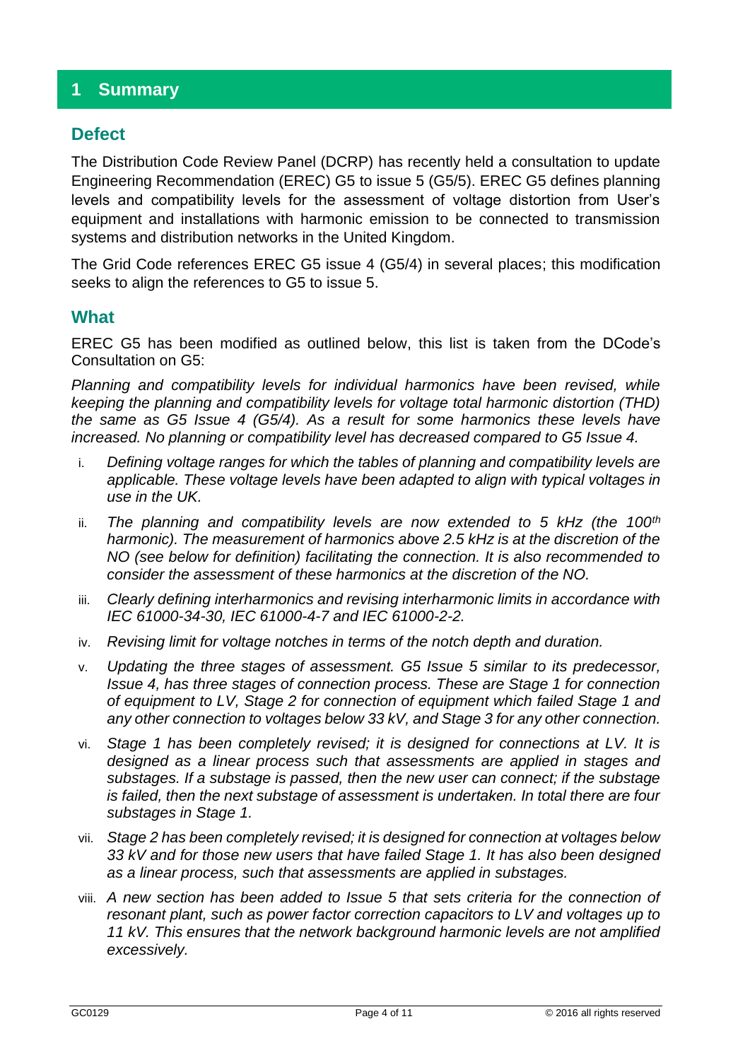# 1 Summary

## Defect

The Distribution Code Review Panel (DCRP) has recently held a consultation to update Engineering Recommendation (EREC) G5 to issue 5 (G5/5). EREC G5 defines planning levels and compatibility levels for the assessment of voltage distortion from User's equipment and installations with harmonic emission to be connected to transmission systems and distribution networks in the United Kingdom.

The Grid Code references EREC G5 issue 4 (G5/4) in several places; this modification seeks to align the references to G5 to issue 5.

## What

EREC G5 has been modified as outlined below, this list is taken from the DCode's Consultation on G5:

*Planning and compatibility levels for individual harmonics have been revised, while keeping the planning and compatibility levels for voltage total harmonic distortion (THD) the same as G5 Issue 4 (G5/4). As a result for some harmonics these levels have increased. No planning or compatibility level has decreased compared to G5 Issue 4.*

i. *Defining voltage ranges for which the tables of planning and compatibility levels are applicable. These voltage levels have been adapted to align with typical voltages in use in the UK.*

ii. *The planning and compatibility levels are now extended to 5 kHz (the 100th harmonic). The measurement of harmonics above 2.5 kHz is at the discretion of the NO (see below for definition) facilitating the connection. It is also recommended to consider the assessment of these harmonics at the discretion of the NO.*

iii. *Clearly defining interharmonics and revising interharmonic limits in accordance with IEC 61000-34-30, IEC 61000-4-7 and IEC 61000-2-2.*

iv. *Revising limit for voltage notches in terms of the notch depth and duration.*

v. *Updating the three stages of assessment. G5 Issue 5 similar to its predecessor, Issue 4, has three stages of connection process. These are Stage 1 for connection of equipment to LV, Stage 2 for connection of equipment which failed Stage 1 and any other connection to voltages below 33 kV, and Stage 3 for any other connection.*

vi. *Stage 1 has been completely revised; it is designed for connections at LV. It is designed as a linear process such that assessments are applied in stages and substages. If a substage is passed, then the new user can connect; if the substage is failed, then the next substage of assessment is undertaken. In total there are four substages in Stage 1.*

vii. *Stage 2 has been completely revised; it is designed for connection at voltages below 33 kV and for those new users that have failed Stage 1. It has also been designed as a linear process, such that assessments are applied in substages.*

viii. *A new section has been added to Issue 5 that sets criteria for the connection of resonant plant, such as power factor correction capacitors to LV and voltages up to 11 kV. This ensures that the network background harmonic levels are not amplified excessively.*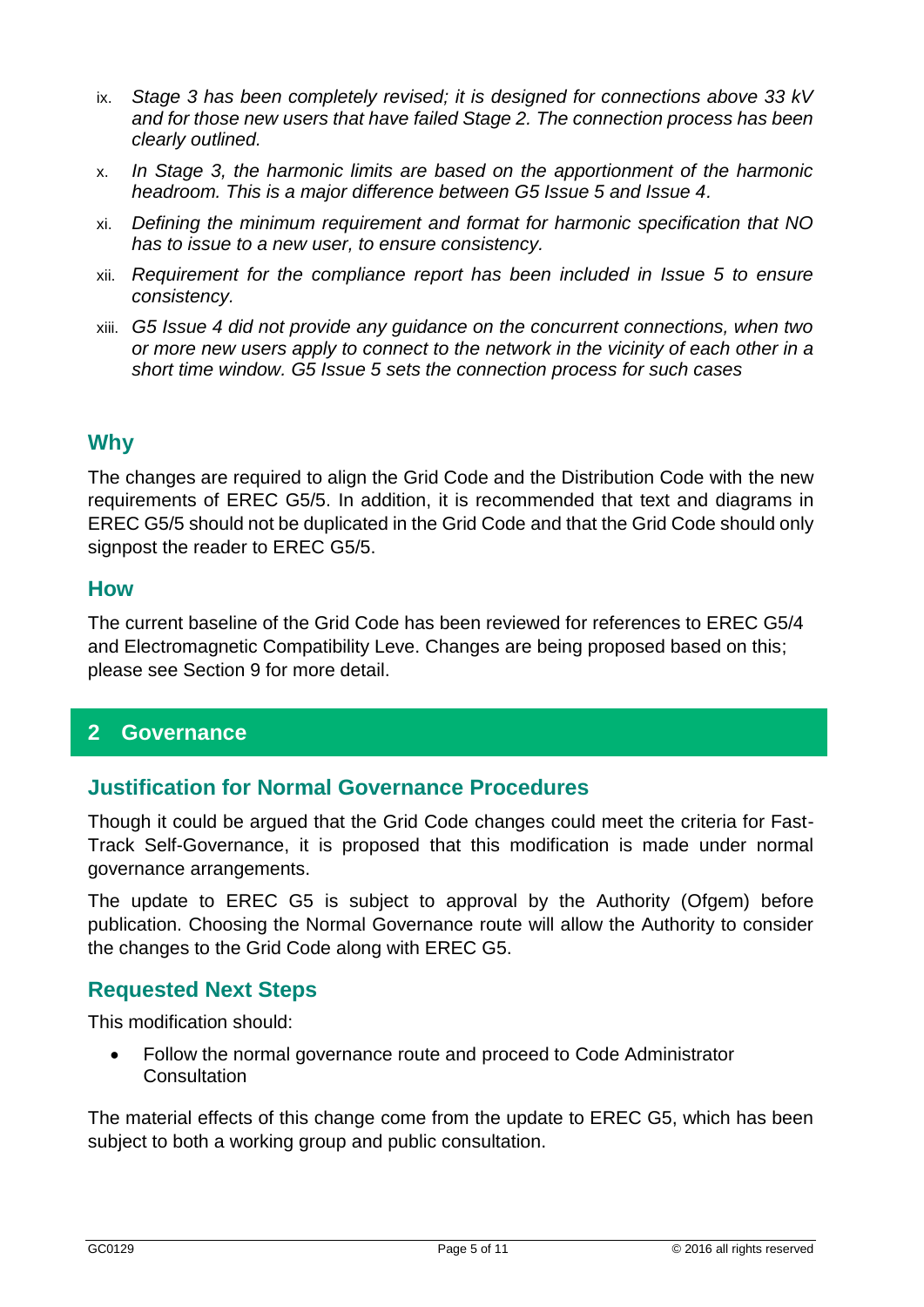ix. *Stage 3 has been completely revised; it is designed for connections above 33 kV and for those new users that have failed Stage 2. The connection process has been clearly outlined.*

x. *In Stage 3, the harmonic limits are based on the apportionment of the harmonic headroom. This is a major difference between G5 Issue 5 and Issue 4.*

xi. *Defining the minimum requirement and format for harmonic specification that NO has to issue to a new user, to ensure consistency.*

xii. *Requirement for the compliance report has been included in Issue 5 to ensure consistency.*

xiii. *G5 Issue 4 did not provide any guidance on the concurrent connections, when two or more new users apply to connect to the network in the vicinity of each other in a short time window. G5 Issue 5 sets the connection process for such cases*

### Why

The changes are required to align the Grid Code and the Distribution Code with the new requirements of EREC G5/5. In addition, it is recommended that text and diagrams in EREC G5/5 should not be duplicated in the Grid Code and that the Grid Code should only signpost the reader to EREC G5/5.

### How

The current baseline of the Grid Code has been reviewed for references to EREC G5/4 and Electromagnetic Compatibility Leve. Changes are being proposed based on this; please see Section 9 for more detail.

## 2 Governance

### Justification for Normal Governance Procedures

Though it could be argued that the Grid Code changes could meet the criteria for Fast-Track Self-Governance, it is proposed that this modification is made under normal governance arrangements.

The update to EREC G5 is subject to approval by the Authority (Ofgem) before publication. Choosing the Normal Governance route will allow the Authority to consider the changes to the Grid Code along with EREC G5.

### Requested Next Steps

This modification should:

- Follow the normal governance route and proceed to Code Administrator Consultation

The material effects of this change come from the update to EREC G5, which has been subject to both a working group and public consultation.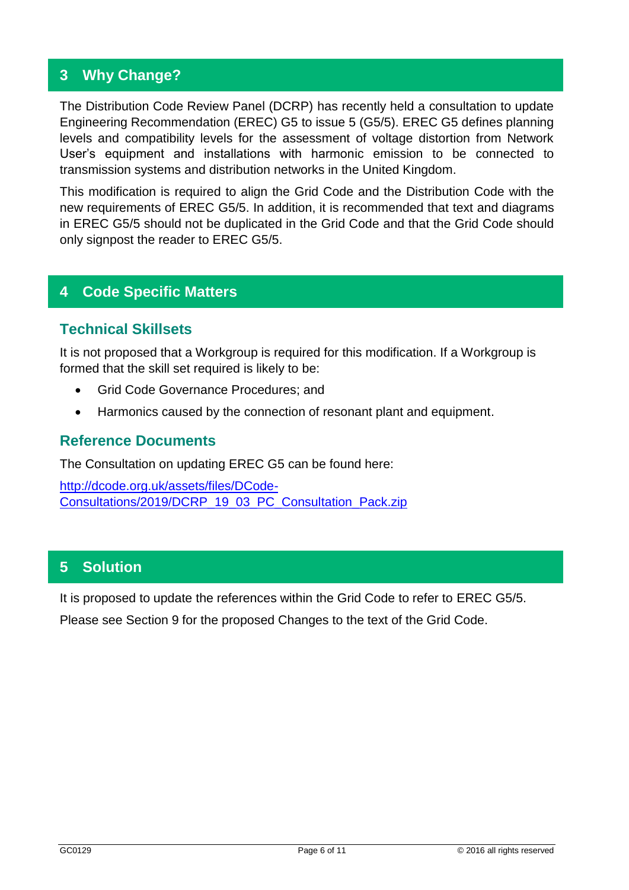## 3 Why Change?

The Distribution Code Review Panel (DCRP) has recently held a consultation to update Engineering Recommendation (EREC) G5 to issue 5 (G5/5). EREC G5 defines planning levels and compatibility levels for the assessment of voltage distortion from Network User's equipment and installations with harmonic emission to be connected to transmission systems and distribution networks in the United Kingdom.

This modification is required to align the Grid Code and the Distribution Code with the new requirements of EREC G5/5. In addition, it is recommended that text and diagrams in EREC G5/5 should not be duplicated in the Grid Code and that the Grid Code should only signpost the reader to EREC G5/5.

## 4 Code Specific Matters

### Technical Skillsets

It is not proposed that a Workgroup is required for this modification. If a Workgroup is formed that the skill set required is likely to be:

- Grid Code Governance Procedures; and
- Harmonics caused by the connection of resonant plant and equipment.

### Reference Documents

The Consultation on updating EREC G5 can be found here:

http://dcode.org.uk/assets/files/DCode-Consultations/2019/DCRP_19_03_PC_Consultation_Pack.zip

## 5 Solution

It is proposed to update the references within the Grid Code to refer to EREC G5/5.

Please see Section 9 for the proposed Changes to the text of the Grid Code.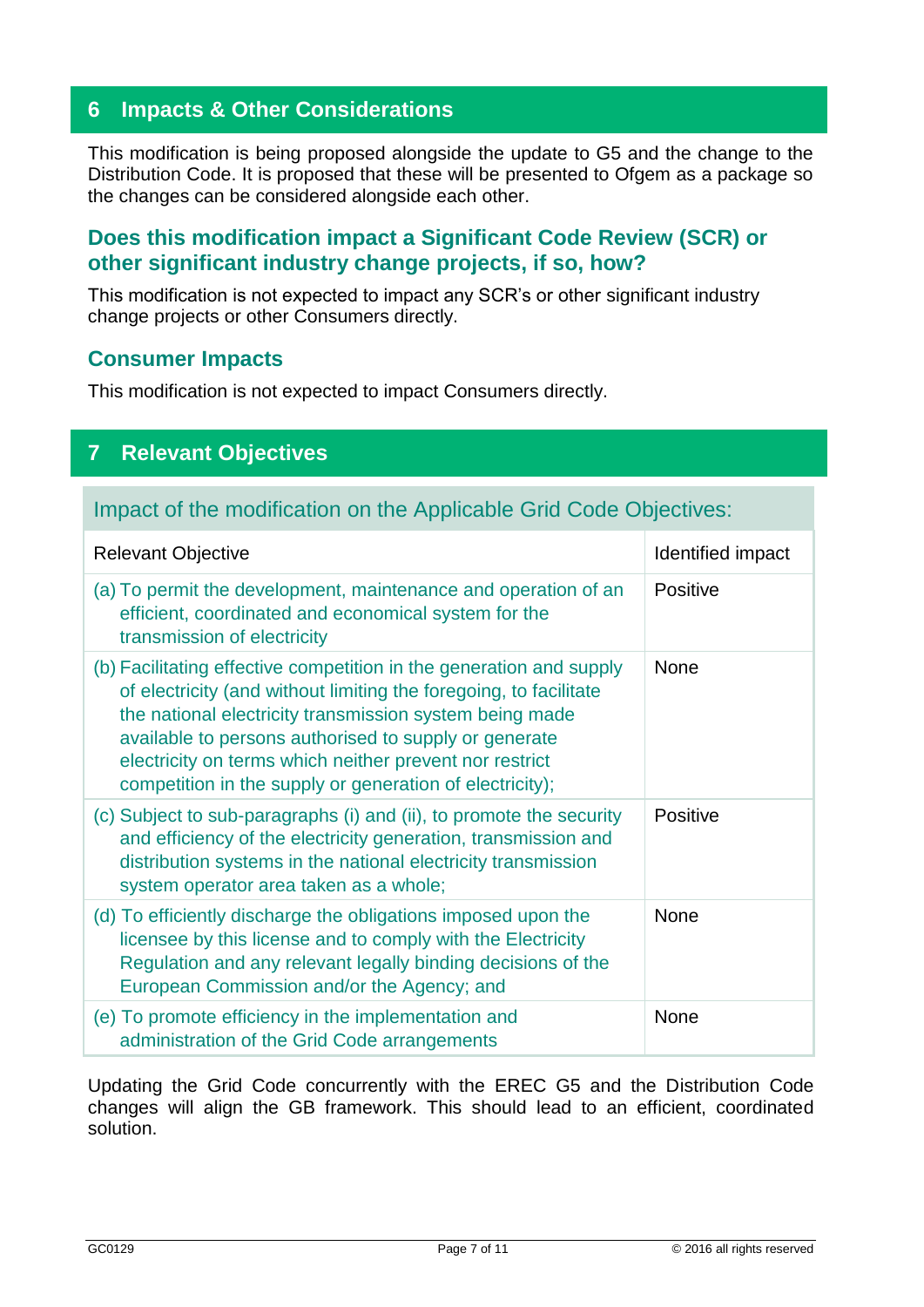# 6 Impacts & Other Considerations

This modification is being proposed alongside the update to G5 and the change to the Distribution Code. It is proposed that these will be presented to Ofgem as a package so the changes can be considered alongside each other.

## Does this modification impact a Significant Code Review (SCR) or other significant industry change projects, if so, how?

This modification is not expected to impact any SCR's or other significant industry change projects or other Consumers directly.

## Consumer Impacts

This modification is not expected to impact Consumers directly.

# 7 Relevant Objectives

| Impact of the modification on the Applicable Grid Code Objectives: | |
|---|---|
| Relevant Objective | Identified impact |
| (a) To permit the development, maintenance and operation of an efficient, coordinated and economical system for the transmission of electricity | Positive |
| (b) Facilitating effective competition in the generation and supply of electricity (and without limiting the foregoing, to facilitate the national electricity transmission system being made available to persons authorised to supply or generate electricity on terms which neither prevent nor restrict competition in the supply or generation of electricity); | None |
| (c) Subject to sub-paragraphs (i) and (ii), to promote the security and efficiency of the electricity generation, transmission and distribution systems in the national electricity transmission system operator area taken as a whole; | Positive |
| (d) To efficiently discharge the obligations imposed upon the licensee by this license and to comply with the Electricity Regulation and any relevant legally binding decisions of the European Commission and/or the Agency; and | None |
| (e) To promote efficiency in the implementation and administration of the Grid Code arrangements | None |

Updating the Grid Code concurrently with the EREC G5 and the Distribution Code changes will align the GB framework. This should lead to an efficient, coordinated solution.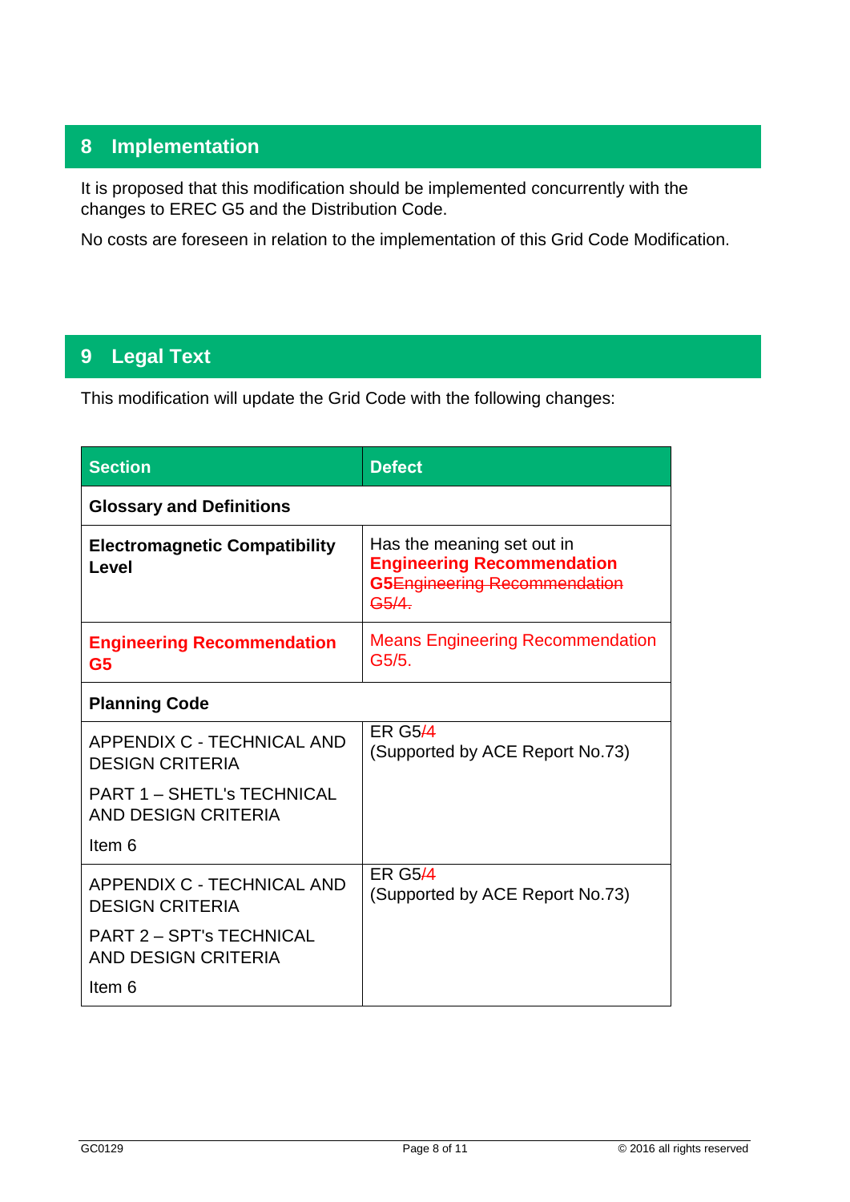## 8 Implementation

It is proposed that this modification should be implemented concurrently with the changes to EREC G5 and the Distribution Code.

No costs are foreseen in relation to the implementation of this Grid Code Modification.

## 9 Legal Text

This modification will update the Grid Code with the following changes:

| Section | Defect |
|---|---|
| **Glossary and Definitions** | |
| **Electromagnetic Compatibility Level** | Has the meaning set out in **Engineering Recommendation G5**~~Engineering Recommendation G5/4.~~ |
| **Engineering Recommendation G5** | Means Engineering Recommendation G5/5. |
| **Planning Code** | |
| APPENDIX C - TECHNICAL AND DESIGN CRITERIA<br>PART 1 – SHETL's TECHNICAL AND DESIGN CRITERIA<br>Item 6 | ER G5/4<br>(Supported by ACE Report No.73) |
| APPENDIX C - TECHNICAL AND DESIGN CRITERIA<br>PART 2 – SPT's TECHNICAL AND DESIGN CRITERIA<br>Item 6 | ER G5/4<br>(Supported by ACE Report No.73) |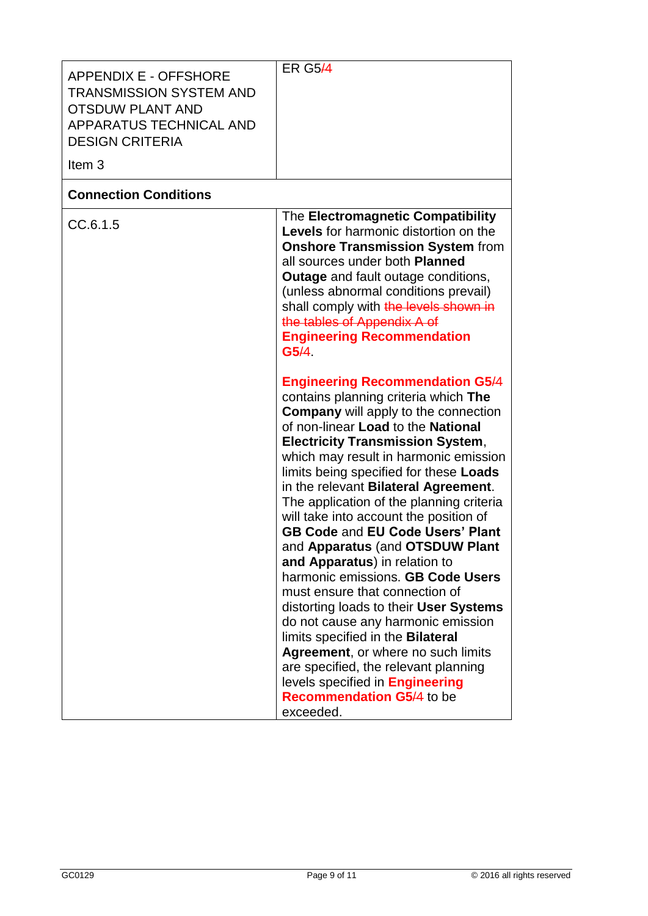| APPENDIX E - OFFSHORE TRANSMISSION SYSTEM AND OTSDUW PLANT AND APPARATUS TECHNICAL AND DESIGN CRITERIA<br><br>Item 3 | ER G5/4 |
|---|---|
| **Connection Conditions** | |
| CC.6.1.5 | The **Electromagnetic Compatibility Levels** for harmonic distortion on the **Onshore Transmission System** from all sources under both **Planned Outage** and fault outage conditions, (unless abnormal conditions prevail) shall comply with ~~the levels shown in the tables of Appendix A of~~ **Engineering Recommendation G5/4**.<br><br>**Engineering Recommendation G5/4** contains planning criteria which **The Company** will apply to the connection of non-linear **Load** to the **National Electricity Transmission System**, which may result in harmonic emission limits being specified for these **Loads** in the relevant **Bilateral Agreement**. The application of the planning criteria will take into account the position of **GB Code** and **EU Code Users' Plant** and **Apparatus** (and **OTSDUW Plant and Apparatus**) in relation to harmonic emissions. **GB Code Users** must ensure that connection of distorting loads to their **User Systems** do not cause any harmonic emission limits specified in the **Bilateral Agreement**, or where no such limits are specified, the relevant planning levels specified in **Engineering Recommendation G5/4** to be exceeded. |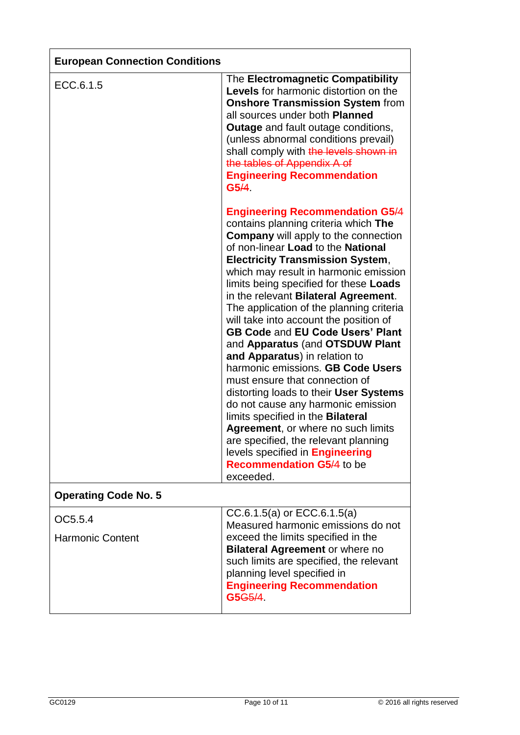| European Connection Conditions | |
|---|---|
| ECC.6.1.5 | The **Electromagnetic Compatibility Levels** for harmonic distortion on the **Onshore Transmission System** from all sources under both **Planned Outage** and fault outage conditions, (unless abnormal conditions prevail) shall comply with ~~the levels shown in the tables of Appendix A of~~ **Engineering Recommendation G5**~~/4~~.<br><br>**Engineering Recommendation G5**~~/4~~ contains planning criteria which **The Company** will apply to the connection of non-linear **Load** to the **National Electricity Transmission System**, which may result in harmonic emission limits being specified for these **Loads** in the relevant **Bilateral Agreement**. The application of the planning criteria will take into account the position of **GB Code** and **EU Code Users' Plant** and **Apparatus** (and **OTSDUW Plant and Apparatus**) in relation to harmonic emissions. **GB Code Users** must ensure that connection of distorting loads to their **User Systems** do not cause any harmonic emission limits specified in the **Bilateral Agreement**, or where no such limits are specified, the relevant planning levels specified in **Engineering Recommendation G5**~~/4~~ to be exceeded. |
| **Operating Code No. 5** | |
| OC5.5.4<br><br>Harmonic Content | CC.6.1.5(a) or ECC.6.1.5(a) Measured harmonic emissions do not exceed the limits specified in the **Bilateral Agreement** or where no such limits are specified, the relevant planning level specified in **Engineering Recommendation G5**~~G5/4~~. |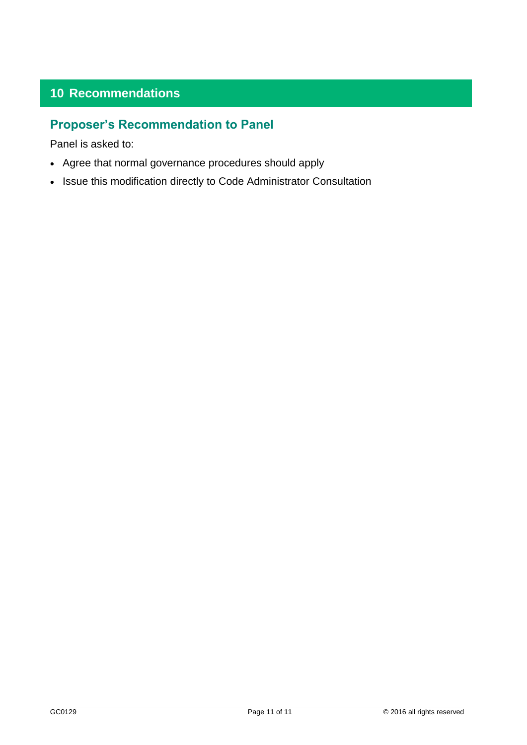# 10 Recommendations

## Proposer’s Recommendation to Panel

Panel is asked to:

- Agree that normal governance procedures should apply
- Issue this modification directly to Code Administrator Consultation